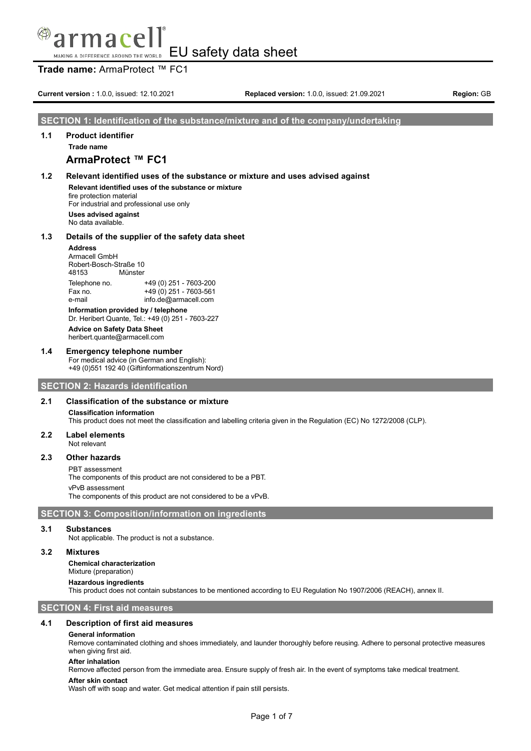# EU safety data sheet

**Trade name:** ArmaProtect ™ FC1

**Current version :** 1.0.0, issued: 12.10.2021 **Replaced version:** 1.0.0, issued: 21.09.2021 **Region:** GB

## SECTION 1: Identification of the substance/mixture and of the company/undertaking

### 1.1 Product identifier

**Trade name**

**ArmaProtect ™ FC1**

### 1.2 Relevant identified uses of the substance or mixture and uses advised against

**Relevant identified uses of the substance or mixture**

fire protection material
For industrial and professional use only

**Uses advised against**

No data available.

### 1.3 Details of the supplier of the safety data sheet

**Address**

Armacell GmbH
Robert-Bosch-Straße 10
48153 Münster

| | |
|---|---|
| Telephone no. | +49 (0) 251 - 7603-200 |
| Fax no. | +49 (0) 251 - 7603-561 |
| e-mail | info.de@armacell.com |

**Information provided by / telephone**

Dr. Heribert Quante, Tel.: +49 (0) 251 - 7603-227

**Advice on Safety Data Sheet**

heribert.quante@armacell.com

### 1.4 Emergency telephone number

For medical advice (in German and English):
+49 (0)551 192 40 (Giftinformationszentrum Nord)

## SECTION 2: Hazards identification

### 2.1 Classification of the substance or mixture

**Classification information**

This product does not meet the classification and labelling criteria given in the Regulation (EC) No 1272/2008 (CLP).

### 2.2 Label elements

Not relevant

### 2.3 Other hazards

PBT assessment
The components of this product are not considered to be a PBT.

vPvB assessment
The components of this product are not considered to be a vPvB.

## SECTION 3: Composition/information on ingredients

### 3.1 Substances

Not applicable. The product is not a substance.

### 3.2 Mixtures

**Chemical characterization**

Mixture (preparation)

**Hazardous ingredients**

This product does not contain substances to be mentioned according to EU Regulation No 1907/2006 (REACH), annex II.

## SECTION 4: First aid measures

### 4.1 Description of first aid measures

**General information**

Remove contaminated clothing and shoes immediately, and launder thoroughly before reusing. Adhere to personal protective measures when giving first aid.

**After inhalation**

Remove affected person from the immediate area. Ensure supply of fresh air. In the event of symptoms take medical treatment.

**After skin contact**

Wash off with soap and water. Get medical attention if pain still persists.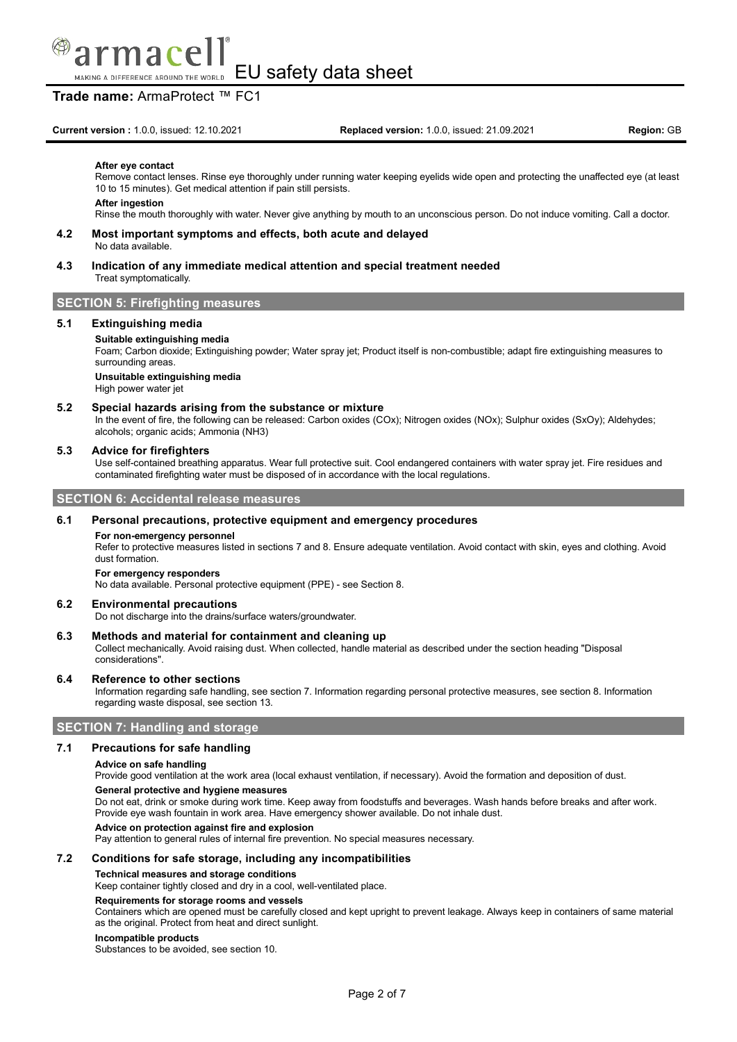#### After eye contact

Remove contact lenses. Rinse eye thoroughly under running water keeping eyelids wide open and protecting the unaffected eye (at least 10 to 15 minutes). Get medical attention if pain still persists.

#### After ingestion

Rinse the mouth thoroughly with water. Never give anything by mouth to an unconscious person. Do not induce vomiting. Call a doctor.

### 4.2 Most important symptoms and effects, both acute and delayed

No data available.

### 4.3 Indication of any immediate medical attention and special treatment needed

Treat symptomatically.

## SECTION 5: Firefighting measures

### 5.1 Extinguishing media

#### Suitable extinguishing media

Foam; Carbon dioxide; Extinguishing powder; Water spray jet; Product itself is non-combustible; adapt fire extinguishing measures to surrounding areas.

#### Unsuitable extinguishing media

High power water jet

### 5.2 Special hazards arising from the substance or mixture

In the event of fire, the following can be released: Carbon oxides ($CO_x$); Nitrogen oxides ($NO_x$); Sulphur oxides ($S_xO_y$); Aldehydes; alcohols; organic acids; Ammonia ($NH_3$)

### 5.3 Advice for firefighters

Use self-contained breathing apparatus. Wear full protective suit. Cool endangered containers with water spray jet. Fire residues and contaminated firefighting water must be disposed of in accordance with the local regulations.

## SECTION 6: Accidental release measures

### 6.1 Personal precautions, protective equipment and emergency procedures

#### For non-emergency personnel

Refer to protective measures listed in sections 7 and 8. Ensure adequate ventilation. Avoid contact with skin, eyes and clothing. Avoid dust formation.

#### For emergency responders

No data available. Personal protective equipment (PPE) - see Section 8.

### 6.2 Environmental precautions

Do not discharge into the drains/surface waters/groundwater.

### 6.3 Methods and material for containment and cleaning up

Collect mechanically. Avoid raising dust. When collected, handle material as described under the section heading "Disposal considerations".

### 6.4 Reference to other sections

Information regarding safe handling, see section 7. Information regarding personal protective measures, see section 8. Information regarding waste disposal, see section 13.

## SECTION 7: Handling and storage

### 7.1 Precautions for safe handling

#### Advice on safe handling

Provide good ventilation at the work area (local exhaust ventilation, if necessary). Avoid the formation and deposition of dust.

#### General protective and hygiene measures

Do not eat, drink or smoke during work time. Keep away from foodstuffs and beverages. Wash hands before breaks and after work. Provide eye wash fountain in work area. Have emergency shower available. Do not inhale dust.

#### Advice on protection against fire and explosion

Pay attention to general rules of internal fire prevention. No special measures necessary.

### 7.2 Conditions for safe storage, including any incompatibilities

#### Technical measures and storage conditions

Keep container tightly closed and dry in a cool, well-ventilated place.

#### Requirements for storage rooms and vessels

Containers which are opened must be carefully closed and kept upright to prevent leakage. Always keep in containers of same material as the original. Protect from heat and direct sunlight.

#### Incompatible products

Substances to be avoided, see section 10.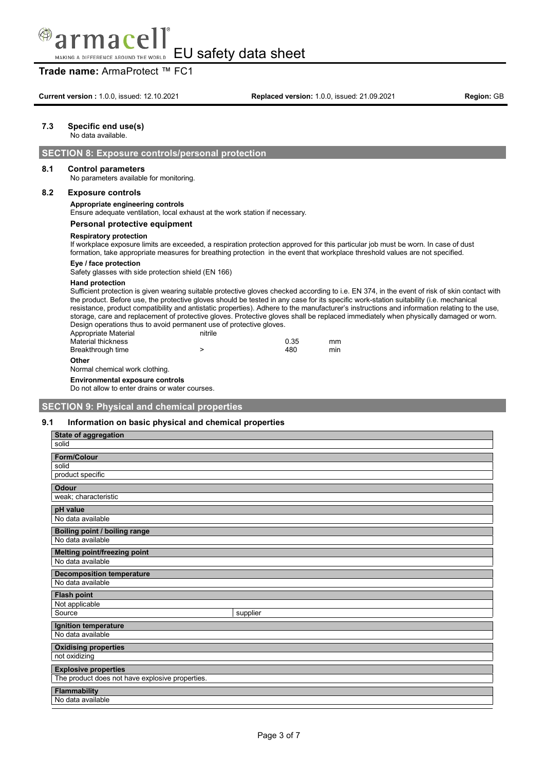### 7.3 Specific end use(s)

No data available.

## SECTION 8: Exposure controls/personal protection

### 8.1 Control parameters

No parameters available for monitoring.

### 8.2 Exposure controls

**Appropriate engineering controls**

Ensure adequate ventilation, local exhaust at the work station if necessary.

**Personal protective equipment**

**Respiratory protection**

If workplace exposure limits are exceeded, a respiration protection approved for this particular job must be worn. In case of dust formation, take appropriate measures for breathing protection in the event that workplace threshold values are not specified.

**Eye / face protection**

Safety glasses with side protection shield (EN 166)

**Hand protection**

Sufficient protection is given wearing suitable protective gloves checked according to i.e. EN 374, in the event of risk of skin contact with the product. Before use, the protective gloves should be tested in any case for its specific work-station suitability (i.e. mechanical resistance, product compatibility and antistatic properties). Adhere to the manufacturer's instructions and information relating to the use, storage, care and replacement of protective gloves. Protective gloves shall be replaced immediately when physically damaged or worn. Design operations thus to avoid permanent use of protective gloves.

| | | | |
|---|---|---|---|
| Appropriate Material | nitrile | | |
| Material thickness | | 0.35 | mm |
| Breakthrough time | > | 480 | min |

**Other**

Normal chemical work clothing.

**Environmental exposure controls**

Do not allow to enter drains or water courses.

## SECTION 9: Physical and chemical properties

### 9.1 Information on basic physical and chemical properties

| State of aggregation | |
|---|---|
| solid | |

| Form/Colour | |
|---|---|
| solid | |
| product specific | |

| Odour | |
|---|---|
| weak; characteristic | |

| pH value | |
|---|---|
| No data available | |

| Boiling point / boiling range | |
|---|---|
| No data available | |

| Melting point/freezing point | |
|---|---|
| No data available | |

| Decomposition temperature | |
|---|---|
| No data available | |

| Flash point | |
|---|---|
| Not applicable | |
| Source | supplier |

| Ignition temperature | |
|---|---|
| No data available | |

| Oxidising properties | |
|---|---|
| not oxidizing | |

| Explosive properties | |
|---|---|
| The product does not have explosive properties. | |

| Flammability | |
|---|---|
| No data available | |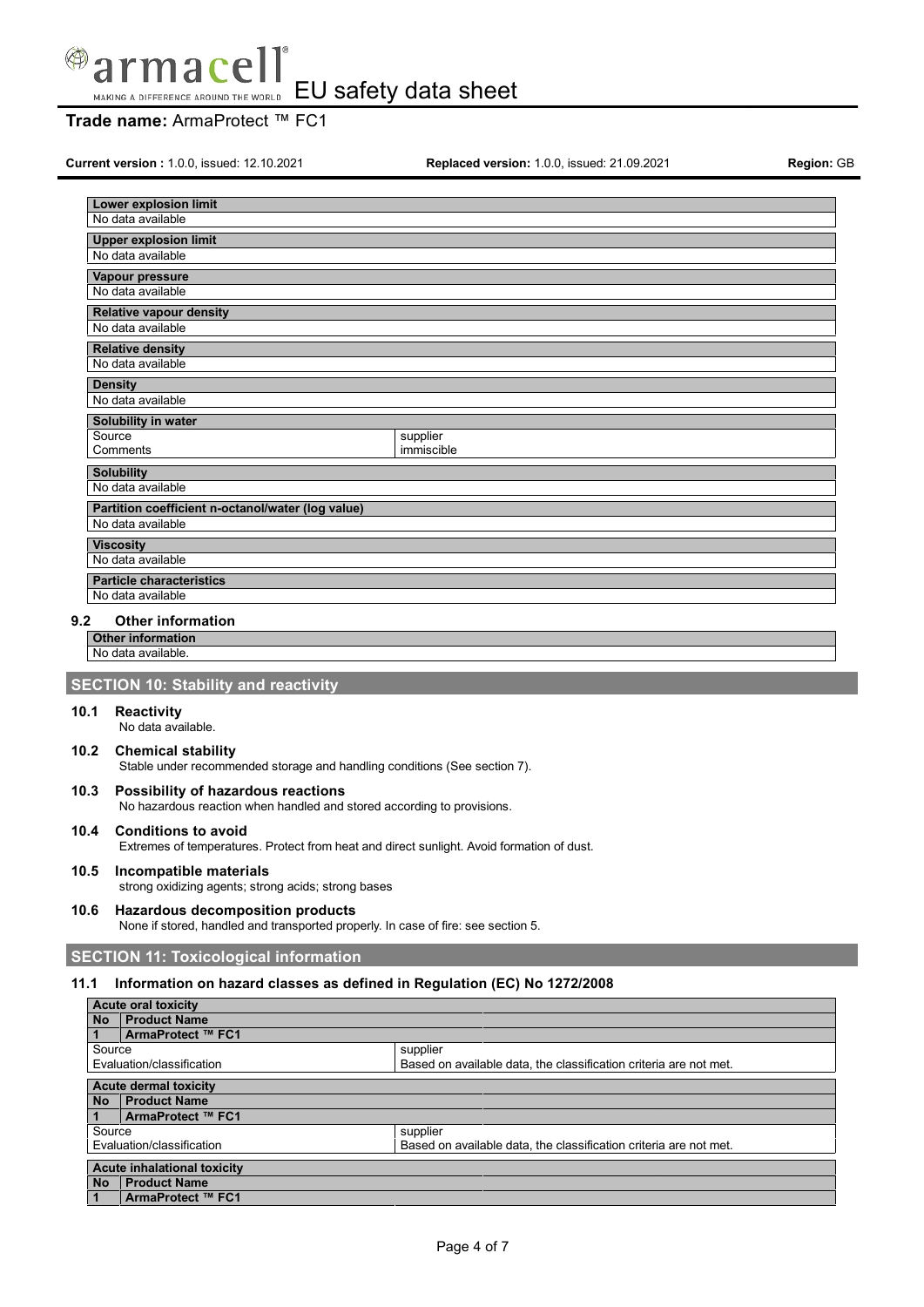| Lower explosion limit |
| --- |
| No data available |

| Upper explosion limit |
| --- |
| No data available |

| Vapour pressure |
| --- |
| No data available |

| Relative vapour density |
| --- |
| No data available |

| Relative density |
| --- |
| No data available |

| Density |
| --- |
| No data available |

| Solubility in water | |
| --- | --- |
| Source | supplier |
| Comments | immiscible |

| Solubility |
| --- |
| No data available |

| Partition coefficient n-octanol/water (log value) |
| --- |
| No data available |

| Viscosity |
| --- |
| No data available |

| Particle characteristics |
| --- |
| No data available |

### 9.2 Other information

| Other information |
| --- |
| No data available. |

## SECTION 10: Stability and reactivity

### 10.1 Reactivity

No data available.

### 10.2 Chemical stability

Stable under recommended storage and handling conditions (See section 7).

### 10.3 Possibility of hazardous reactions

No hazardous reaction when handled and stored according to provisions.

### 10.4 Conditions to avoid

Extremes of temperatures. Protect from heat and direct sunlight. Avoid formation of dust.

### 10.5 Incompatible materials

strong oxidizing agents; strong acids; strong bases

### 10.6 Hazardous decomposition products

None if stored, handled and transported properly. In case of fire: see section 5.

## SECTION 11: Toxicological information

### 11.1 Information on hazard classes as defined in Regulation (EC) No 1272/2008

| Acute oral toxicity | |
| --- | --- |
| **No** | **Product Name** |
| 1 | ArmaProtect ™ FC1 |
| Source | supplier |
| Evaluation/classification | Based on available data, the classification criteria are not met. |

| Acute dermal toxicity | |
| --- | --- |
| **No** | **Product Name** |
| 1 | ArmaProtect ™ FC1 |
| Source | supplier |
| Evaluation/classification | Based on available data, the classification criteria are not met. |

| Acute inhalational toxicity | |
| --- | --- |
| **No** | **Product Name** |
| 1 | ArmaProtect ™ FC1 |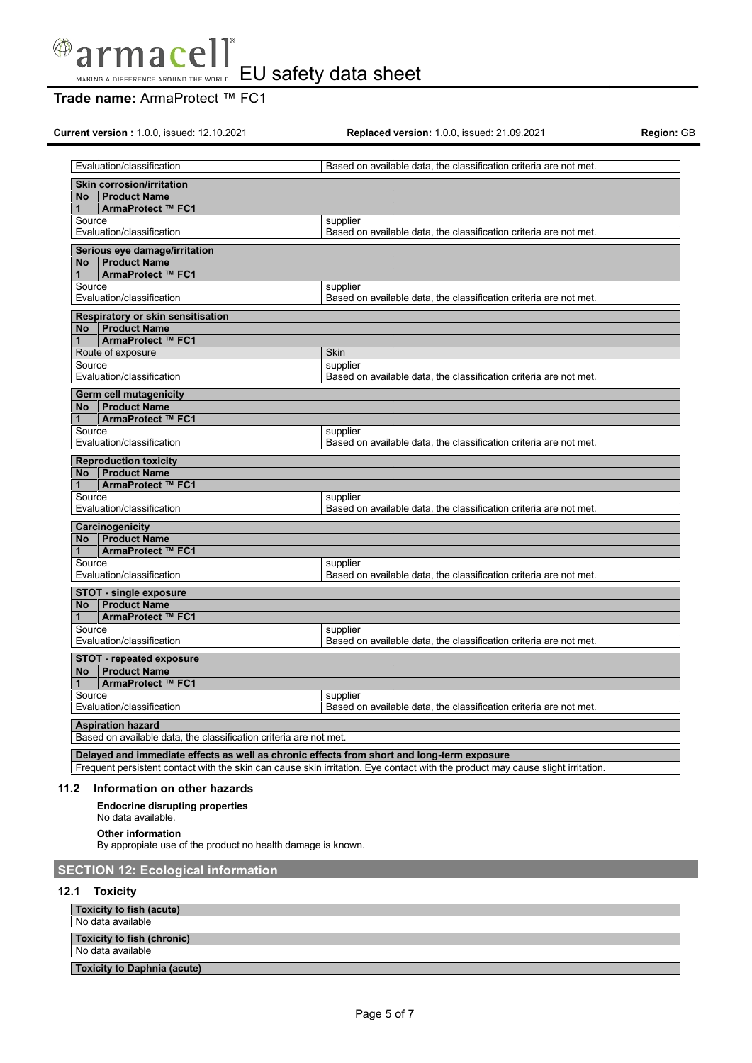| Evaluation/classification | Based on available data, the classification criteria are not met. |
|---|---|

| **Skin corrosion/irritation** | |
|---|---|
| **No** | **Product Name** |
| **1** | **ArmaProtect ™ FC1** |
| Source | supplier |
| Evaluation/classification | Based on available data, the classification criteria are not met. |

| **Serious eye damage/irritation** | |
|---|---|
| **No** | **Product Name** |
| **1** | **ArmaProtect ™ FC1** |
| Source | supplier |
| Evaluation/classification | Based on available data, the classification criteria are not met. |

| **Respiratory or skin sensitisation** | |
|---|---|
| **No** | **Product Name** |
| **1** | **ArmaProtect ™ FC1** |
| Route of exposure | Skin |
| Source | supplier |
| Evaluation/classification | Based on available data, the classification criteria are not met. |

| **Germ cell mutagenicity** | |
|---|---|
| **No** | **Product Name** |
| **1** | **ArmaProtect ™ FC1** |
| Source | supplier |
| Evaluation/classification | Based on available data, the classification criteria are not met. |

| **Reproduction toxicity** | |
|---|---|
| **No** | **Product Name** |
| **1** | **ArmaProtect ™ FC1** |
| Source | supplier |
| Evaluation/classification | Based on available data, the classification criteria are not met. |

| **Carcinogenicity** | |
|---|---|
| **No** | **Product Name** |
| **1** | **ArmaProtect ™ FC1** |
| Source | supplier |
| Evaluation/classification | Based on available data, the classification criteria are not met. |

| **STOT - single exposure** | |
|---|---|
| **No** | **Product Name** |
| **1** | **ArmaProtect ™ FC1** |
| Source | supplier |
| Evaluation/classification | Based on available data, the classification criteria are not met. |

| **STOT - repeated exposure** | |
|---|---|
| **No** | **Product Name** |
| **1** | **ArmaProtect ™ FC1** |
| Source | supplier |
| Evaluation/classification | Based on available data, the classification criteria are not met. |

| **Aspiration hazard** |
|---|
| Based on available data, the classification criteria are not met. |

| **Delayed and immediate effects as well as chronic effects from short and long-term exposure** |
|---|
| Frequent persistent contact with the skin can cause skin irritation. Eye contact with the product may cause slight irritation. |

### 11.2 Information on other hazards

**Endocrine disrupting properties**

No data available.

**Other information**

By appropiate use of the product no health damage is known.

## SECTION 12: Ecological information

### 12.1 Toxicity

| **Toxicity to fish (acute)** |
|---|
| No data available |

| **Toxicity to fish (chronic)** |
|---|
| No data available |

| **Toxicity to Daphnia (acute)** |
|---|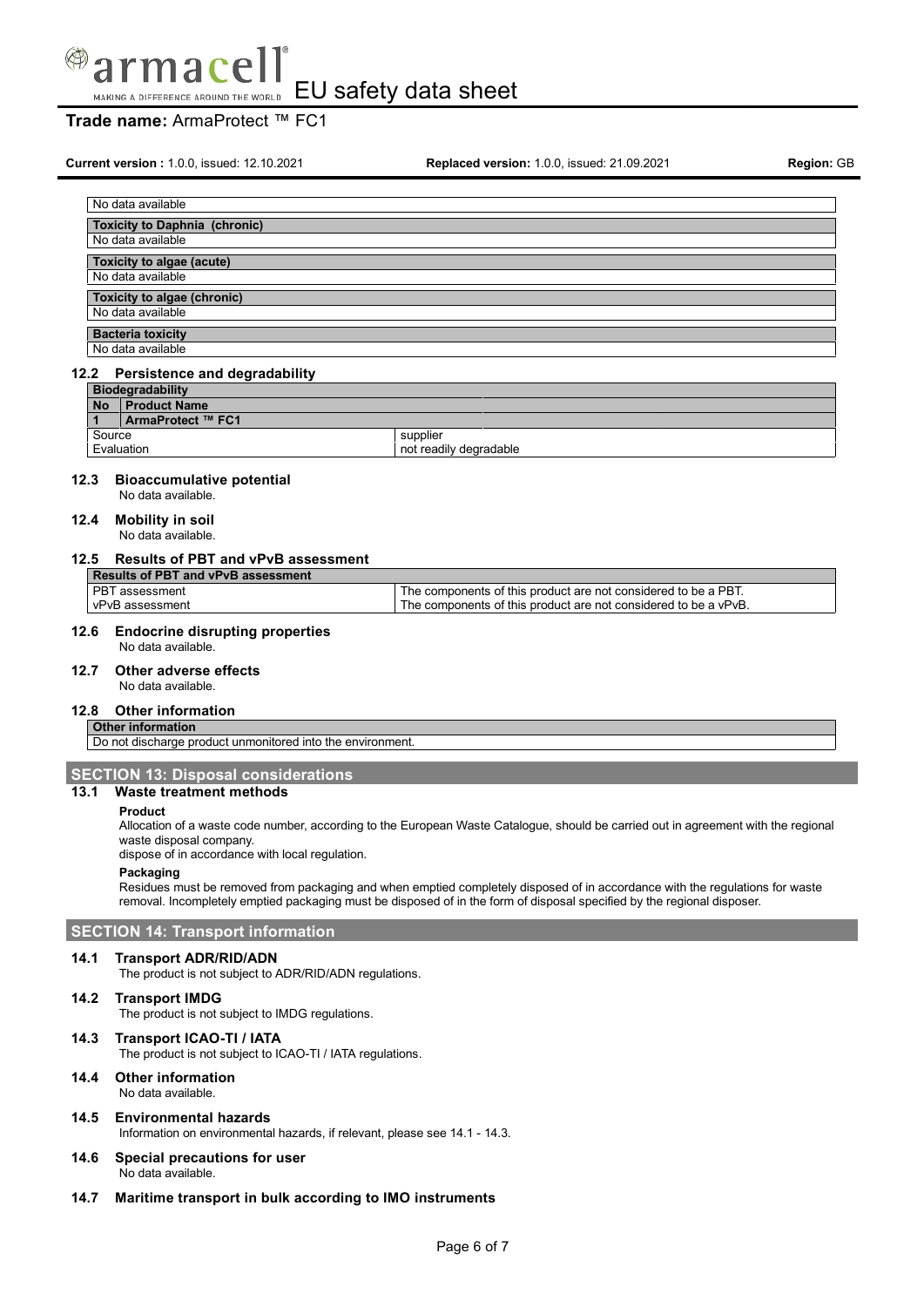| No data available |
|---|
| **Toxicity to Daphnia (chronic)** |
| No data available |
| **Toxicity to algae (acute)** |
| No data available |
| **Toxicity to algae (chronic)** |
| No data available |
| **Bacteria toxicity** |
| No data available |

### 12.2 Persistence and degradability

| **Biodegradability** | |
|---|---|
| **No** **Product Name** | |
| **1** **ArmaProtect ™ FC1** | |
| Source | supplier |
| Evaluation | not readily degradable |

### 12.3 Bioaccumulative potential

No data available.

### 12.4 Mobility in soil

No data available.

### 12.5 Results of PBT and vPvB assessment

| **Results of PBT and vPvB assessment** | |
|---|---|
| PBT assessment | The components of this product are not considered to be a PBT. |
| vPvB assessment | The components of this product are not considered to be a vPvB. |

### 12.6 Endocrine disrupting properties

No data available.

### 12.7 Other adverse effects

No data available.

### 12.8 Other information

| **Other information** |
|---|
| Do not discharge product unmonitored into the environment. |

## SECTION 13: Disposal considerations

### 13.1 Waste treatment methods

**Product**

Allocation of a waste code number, according to the European Waste Catalogue, should be carried out in agreement with the regional waste disposal company.

dispose of in accordance with local regulation.

**Packaging**

Residues must be removed from packaging and when emptied completely disposed of in accordance with the regulations for waste removal. Incompletely emptied packaging must be disposed of in the form of disposal specified by the regional disposer.

## SECTION 14: Transport information

### 14.1 Transport ADR/RID/ADN

The product is not subject to ADR/RID/ADN regulations.

### 14.2 Transport IMDG

The product is not subject to IMDG regulations.

### 14.3 Transport ICAO-TI / IATA

The product is not subject to ICAO-TI / IATA regulations.

### 14.4 Other information

No data available.

### 14.5 Environmental hazards

Information on environmental hazards, if relevant, please see 14.1 - 14.3.

### 14.6 Special precautions for user

No data available.

### 14.7 Maritime transport in bulk according to IMO instruments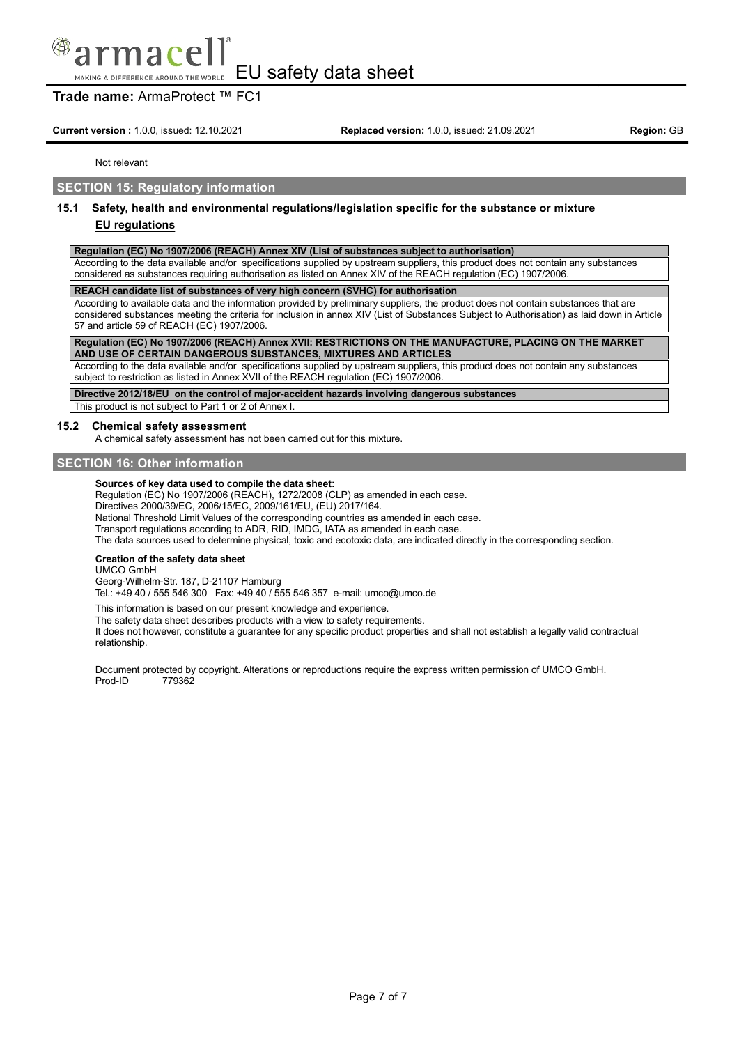Not relevant

## SECTION 15: Regulatory information

### 15.1 Safety, health and environmental regulations/legislation specific for the substance or mixture

**EU regulations**

**Regulation (EC) No 1907/2006 (REACH) Annex XIV (List of substances subject to authorisation)**

According to the data available and/or specifications supplied by upstream suppliers, this product does not contain any substances considered as substances requiring authorisation as listed on Annex XIV of the REACH regulation (EC) 1907/2006.

**REACH candidate list of substances of very high concern (SVHC) for authorisation**

According to available data and the information provided by preliminary suppliers, the product does not contain substances that are considered substances meeting the criteria for inclusion in annex XIV (List of Substances Subject to Authorisation) as laid down in Article 57 and article 59 of REACH (EC) 1907/2006.

**Regulation (EC) No 1907/2006 (REACH) Annex XVII: RESTRICTIONS ON THE MANUFACTURE, PLACING ON THE MARKET AND USE OF CERTAIN DANGEROUS SUBSTANCES, MIXTURES AND ARTICLES**

According to the data available and/or specifications supplied by upstream suppliers, this product does not contain any substances subject to restriction as listed in Annex XVII of the REACH regulation (EC) 1907/2006.

**Directive 2012/18/EU on the control of major-accident hazards involving dangerous substances**

This product is not subject to Part 1 or 2 of Annex I.

### 15.2 Chemical safety assessment

A chemical safety assessment has not been carried out for this mixture.

## SECTION 16: Other information

**Sources of key data used to compile the data sheet:**

Regulation (EC) No 1907/2006 (REACH), 1272/2008 (CLP) as amended in each case.
Directives 2000/39/EC, 2006/15/EC, 2009/161/EU, (EU) 2017/164.
National Threshold Limit Values of the corresponding countries as amended in each case.
Transport regulations according to ADR, RID, IMDG, IATA as amended in each case.
The data sources used to determine physical, toxic and ecotoxic data, are indicated directly in the corresponding section.

**Creation of the safety data sheet**

UMCO GmbH
Georg-Wilhelm-Str. 187, D-21107 Hamburg
Tel.: +49 40 / 555 546 300 Fax: +49 40 / 555 546 357 e-mail: umco@umco.de

This information is based on our present knowledge and experience.
The safety data sheet describes products with a view to safety requirements.
It does not however, constitute a guarantee for any specific product properties and shall not establish a legally valid contractual relationship.

Document protected by copyright. Alterations or reproductions require the express written permission of UMCO GmbH.
Prod-ID 779362